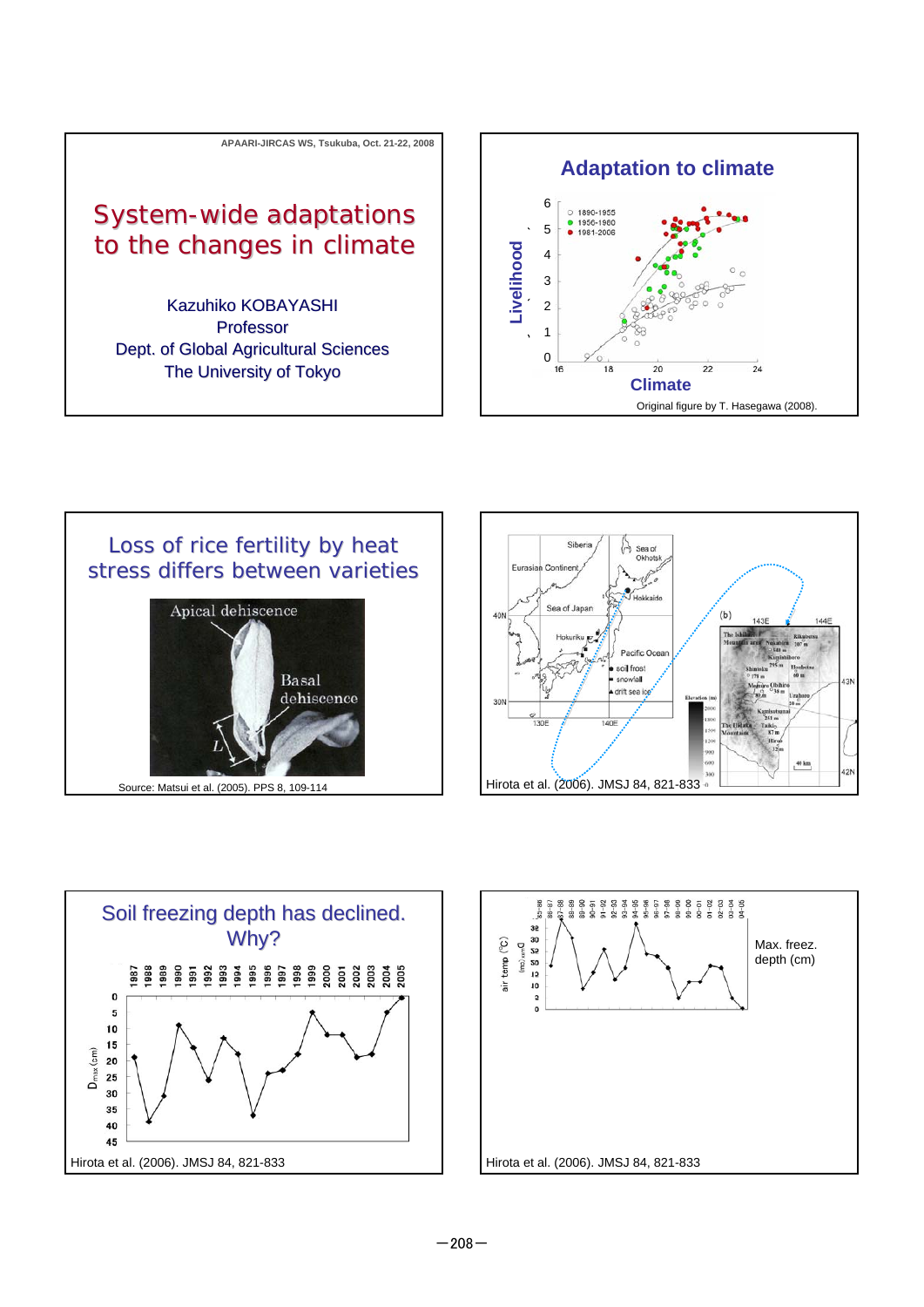APAARI-JIRCAS WS, Tsukuba, Oct. 21-22, 2008

# System-wide adaptations to the changes in climate

Kazuhiko KOBAYASHI
Professor
Dept. of Global Agricultural Sciences
The University of Tokyo

## Adaptation to climate

Livelihood

Climate

1890-1955
1956-1980
1981-2006

Original figure by T. Hasegawa (2008).

## Loss of rice fertility by heat stress differs between varieties

Apical dehiscence

Basal dehiscence

Source: Matsui et al. (2005). PPS 8, 109-114

Hirota et al. (2006). JMSJ 84, 821-833

## Soil freezing depth has declined. Why?

Hirota et al. (2006). JMSJ 84, 821-833

Max. freez. depth (cm)

Hirota et al. (2006). JMSJ 84, 821-833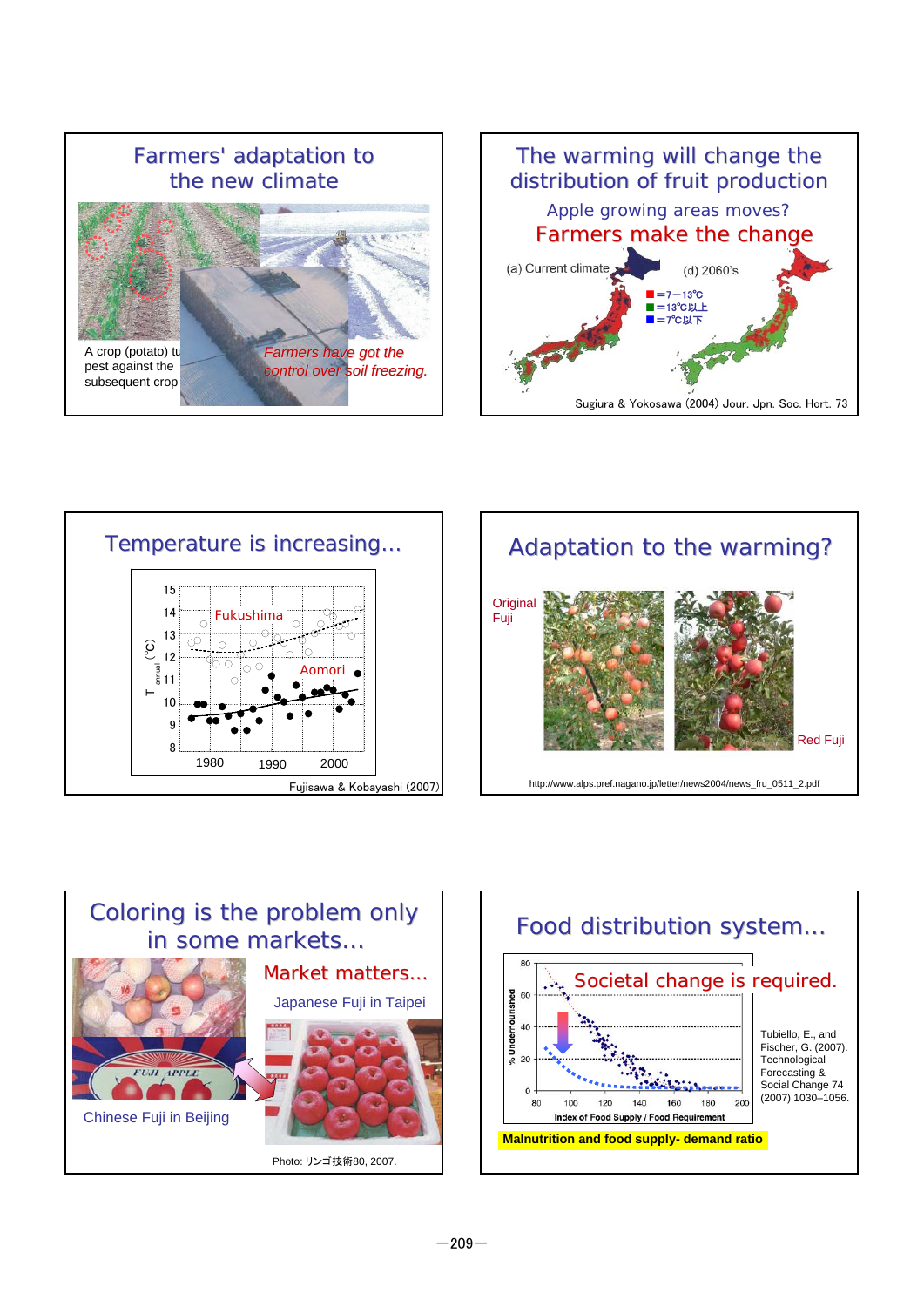## Farmers' adaptation to the new climate

A crop (potato) tu... pest against the subsequent crop

*Farmers have got the control over soil freezing.*

## The warming will change the distribution of fruit production

Apple growing areas moves?

Farmers make the change

(a) Current climate

(d) 2060's

■=7−13℃
■=13℃以上
■=7℃以下

Sugiura & Yokosawa (2004) Jour. Jpn. Soc. Hort. 73

## Temperature is increasing…

Fukushima

Aomori

$T_{annual}$ (℃)

Fujisawa & Kobayashi (2007)

## Adaptation to the warming?

Original Fuji

Red Fuji

http://www.alps.pref.nagano.jp/letter/news2004/news_fru_0511_2.pdf

## Coloring is the problem only in some markets…

Market matters…

Japanese Fuji in Taipei

Chinese Fuji in Beijing

Photo: リンゴ技術80, 2007.

## Food distribution system…

Societal change is required.

% Undernourished

Index of Food Supply / Food Requirement

Tubiello, E., and Fischer, G. (2007). Technological Forecasting & Social Change 74 (2007) 1030–1056.

**Malnutrition and food supply- demand ratio**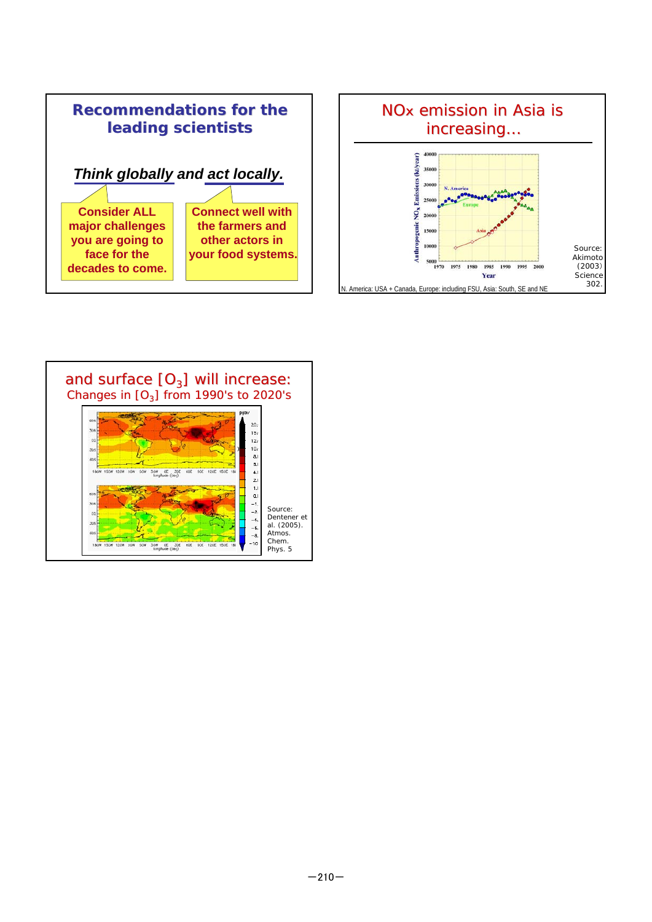## Recommendations for the leading scientists

***Think globally** and **act locally**.*

**Consider ALL major challenges you are going to face for the decades to come.**

**Connect well with the farmers and other actors in your food systems.**

## NOx emission in Asia is increasing…

Anthropogenic $NO_x$ Emissions (kt/year)

40000
35000
30000
25000
20000
15000
10000
5000

1970 1975 1980 1985 1990 1995 2000

Year

N. America

Europe

Asia

Source: Akimoto (2003) Science 302.

N. America: USA + Canada, Europe: including FSU, Asia: South, SE and NE

## and surface $[O_3]$ will increase:

Changes in $[O_3]$ from 1990's to 2020's

ppbv

20, 15, 12, 10, 8, 6, 4, 2, 1, 0, −1, −2, −4, −6, −8, −10

longitude (deg)

Source: Dentener et al. (2005). Atmos. Chem. Phys. 5